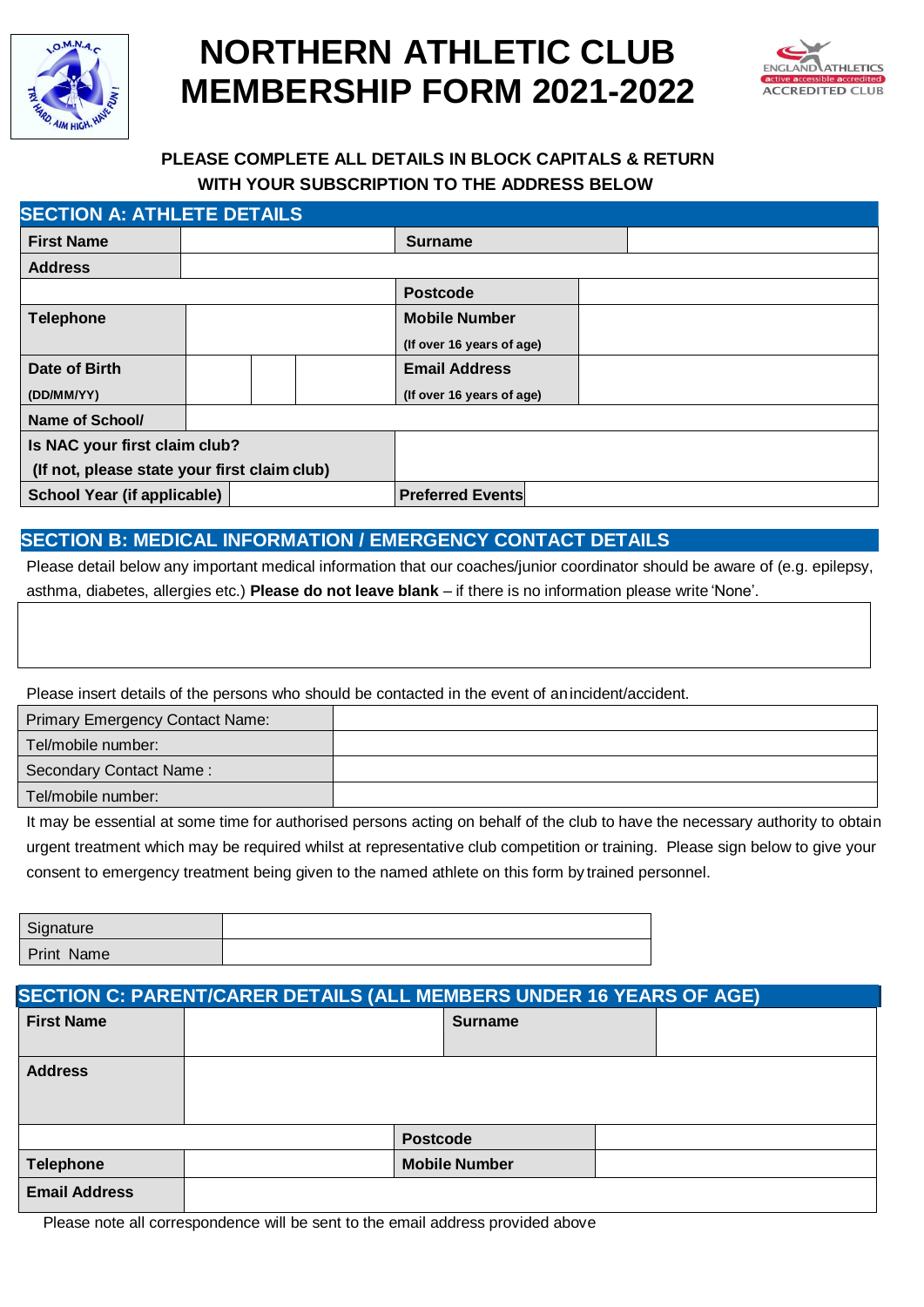# NORTHERN ATHLETIC CLUB MEMBERSHIP FORM 2021-2022

**PLEASE COMPLETE ALL DETAILS IN BLOCK CAPITALS & RETURN WITH YOUR SUBSCRIPTION TO THE ADDRESS BELOW**

## SECTION A: ATHLETE DETAILS

| **First Name** | | **Surname** | |
|---|---|---|---|
| **Address** | | | |
| | | **Postcode** | |
| **Telephone** | | **Mobile Number** (If over 16 years of age) | |
| **Date of Birth** (DD/MM/YY) | | **Email Address** (If over 16 years of age) | |
| **Name of School/** | | | |
| **Is NAC your first claim club?** (If not, please state your first claim club) | | | |
| **School Year (if applicable)** | | **Preferred Events** | |

## SECTION B: MEDICAL INFORMATION / EMERGENCY CONTACT DETAILS

Please detail below any important medical information that our coaches/junior coordinator should be aware of (e.g. epilepsy, asthma, diabetes, allergies etc.) **Please do not leave blank** – if there is no information please write 'None'.

Please insert details of the persons who should be contacted in the event of an incident/accident.

| Primary Emergency Contact Name: | |
|---|---|
| Tel/mobile number: | |
| Secondary Contact Name : | |
| Tel/mobile number: | |

It may be essential at some time for authorised persons acting on behalf of the club to have the necessary authority to obtain urgent treatment which may be required whilst at representative club competition or training. Please sign below to give your consent to emergency treatment being given to the named athlete on this form by trained personnel.

| Signature | |
|---|---|
| Print Name | |

## SECTION C: PARENT/CARER DETAILS (ALL MEMBERS UNDER 16 YEARS OF AGE)

| **First Name** | | **Surname** | |
|---|---|---|---|
| **Address** | | | |
| | | **Postcode** | |
| **Telephone** | | **Mobile Number** | |
| **Email Address** | | | |

Please note all correspondence will be sent to the email address provided above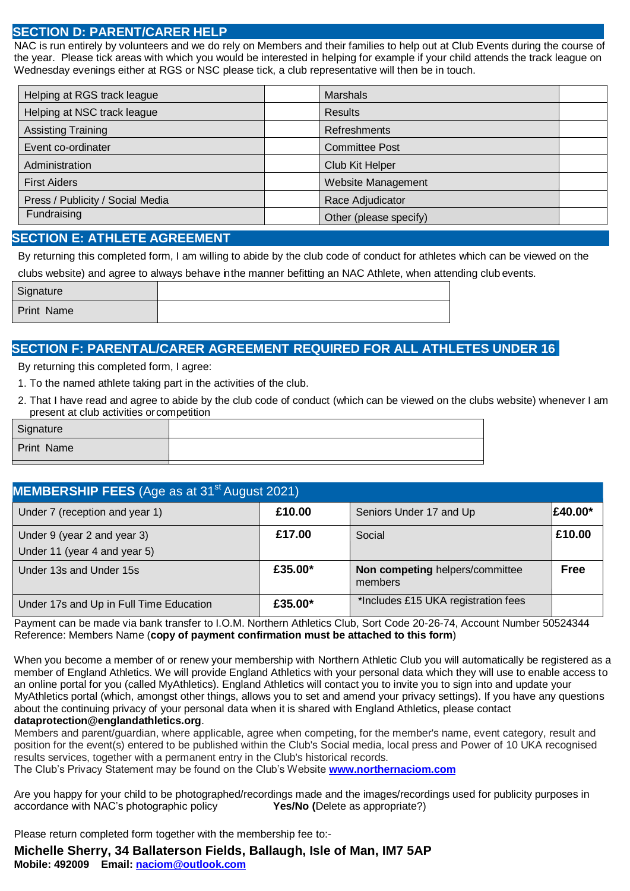## SECTION D: PARENT/CARER HELP

NAC is run entirely by volunteers and we do rely on Members and their families to help out at Club Events during the course of the year. Please tick areas with which you would be interested in helping for example if your child attends the track league on Wednesday evenings either at RGS or NSC please tick, a club representative will then be in touch.

| | | | |
|---|---|---|---|
| Helping at RGS track league | | Marshals | |
| Helping at NSC track league | | Results | |
| Assisting Training | | Refreshments | |
| Event co-ordinater | | Committee Post | |
| Administration | | Club Kit Helper | |
| First Aiders | | Website Management | |
| Press / Publicity / Social Media | | Race Adjudicator | |
| Fundraising | | Other (please specify) | |

## SECTION E: ATHLETE AGREEMENT

By returning this completed form, I am willing to abide by the club code of conduct for athletes which can be viewed on the clubs website) and agree to always behave in the manner befitting an NAC Athlete, when attending club events.

| | |
|---|---|
| Signature | |
| Print Name | |

## SECTION F: PARENTAL/CARER AGREEMENT REQUIRED FOR ALL ATHLETES UNDER 16

By returning this completed form, I agree:

1. To the named athlete taking part in the activities of the club.
2. That I have read and agree to abide by the club code of conduct (which can be viewed on the clubs website) whenever I am present at club activities or competition

| | |
|---|---|
| Signature | |
| Print Name | |

## MEMBERSHIP FEES (Age as at 31st August 2021)

| | | | |
|---|---|---|---|
| Under 7 (reception and year 1) | **£10.00** | Seniors Under 17 and Up | **£40.00*** |
| Under 9 (year 2 and year 3)<br>Under 11 (year 4 and year 5) | **£17.00** | Social | **£10.00** |
| Under 13s and Under 15s | **£35.00*** | **Non competing** helpers/committee members | **Free** |
| Under 17s and Up in Full Time Education | **£35.00*** | *Includes £15 UKA registration fees | |

Payment can be made via bank transfer to I.O.M. Northern Athletics Club, Sort Code 20-26-74, Account Number 50524344
Reference: Members Name (**copy of payment confirmation must be attached to this form**)

When you become a member of or renew your membership with Northern Athletic Club you will automatically be registered as a member of England Athletics. We will provide England Athletics with your personal data which they will use to enable access to an online portal for you (called MyAthletics). England Athletics will contact you to invite you to sign into and update your MyAthletics portal (which, amongst other things, allows you to set and amend your privacy settings). If you have any questions about the continuing privacy of your personal data when it is shared with England Athletics, please contact **dataprotection@englandathletics.org**.

Members and parent/guardian, where applicable, agree when competing, for the member's name, event category, result and position for the event(s) entered to be published within the Club's Social media, local press and Power of 10 UKA recognised results services, together with a permanent entry in the Club's historical records.

The Club's Privacy Statement may be found on the Club's Website **www.northernaciom.com**

Are you happy for your child to be photographed/recordings made and the images/recordings used for publicity purposes in accordance with NAC's photographic policy **Yes/No (**Delete as appropriate?)

Please return completed form together with the membership fee to:-

**Michelle Sherry, 34 Ballaterson Fields, Ballaugh, Isle of Man, IM7 5AP**
**Mobile: 492009 Email: naciom@outlook.com**